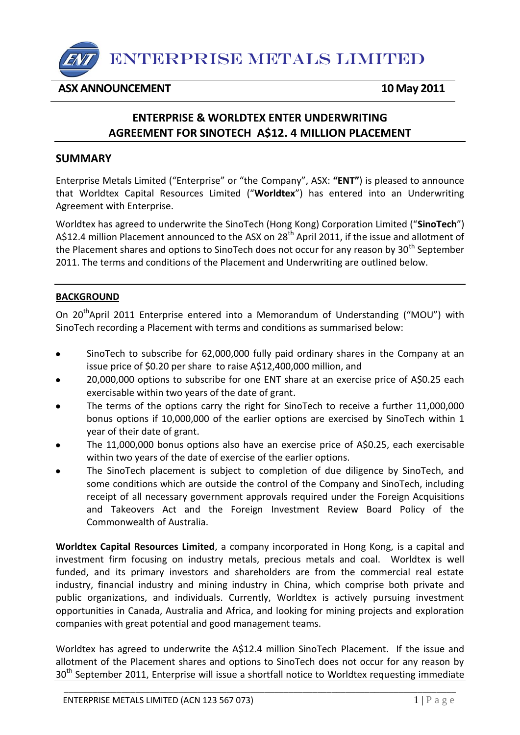ENTERPRISE METALS LIMITED

**ASX ANNOUNCEMENT** **10 May 2011**

## ENTERPRISE & WORLDTEX ENTER UNDERWRITING AGREEMENT FOR SINOTECH A$12. 4 MILLION PLACEMENT

## SUMMARY

Enterprise Metals Limited ("Enterprise" or "the Company", ASX: **"ENT"**) is pleased to announce that Worldtex Capital Resources Limited ("**Worldtex**") has entered into an Underwriting Agreement with Enterprise.

Worldtex has agreed to underwrite the SinoTech (Hong Kong) Corporation Limited ("**SinoTech**") A$12.4 million Placement announced to the ASX on 28th April 2011, if the issue and allotment of the Placement shares and options to SinoTech does not occur for any reason by 30th September 2011. The terms and conditions of the Placement and Underwriting are outlined below.

**BACKGROUND**

On 20th April 2011 Enterprise entered into a Memorandum of Understanding ("MOU") with SinoTech recording a Placement with terms and conditions as summarised below:

- SinoTech to subscribe for 62,000,000 fully paid ordinary shares in the Company at an issue price of $0.20 per share to raise A$12,400,000 million, and
- 20,000,000 options to subscribe for one ENT share at an exercise price of A$0.25 each exercisable within two years of the date of grant.
- The terms of the options carry the right for SinoTech to receive a further 11,000,000 bonus options if 10,000,000 of the earlier options are exercised by SinoTech within 1 year of their date of grant.
- The 11,000,000 bonus options also have an exercise price of A$0.25, each exercisable within two years of the date of exercise of the earlier options.
- The SinoTech placement is subject to completion of due diligence by SinoTech, and some conditions which are outside the control of the Company and SinoTech, including receipt of all necessary government approvals required under the Foreign Acquisitions and Takeovers Act and the Foreign Investment Review Board Policy of the Commonwealth of Australia.

**Worldtex Capital Resources Limited**, a company incorporated in Hong Kong, is a capital and investment firm focusing on industry metals, precious metals and coal. Worldtex is well funded, and its primary investors and shareholders are from the commercial real estate industry, financial industry and mining industry in China, which comprise both private and public organizations, and individuals. Currently, Worldtex is actively pursuing investment opportunities in Canada, Australia and Africa, and looking for mining projects and exploration companies with great potential and good management teams.

Worldtex has agreed to underwrite the A$12.4 million SinoTech Placement. If the issue and allotment of the Placement shares and options to SinoTech does not occur for any reason by 30th September 2011, Enterprise will issue a shortfall notice to Worldtex requesting immediate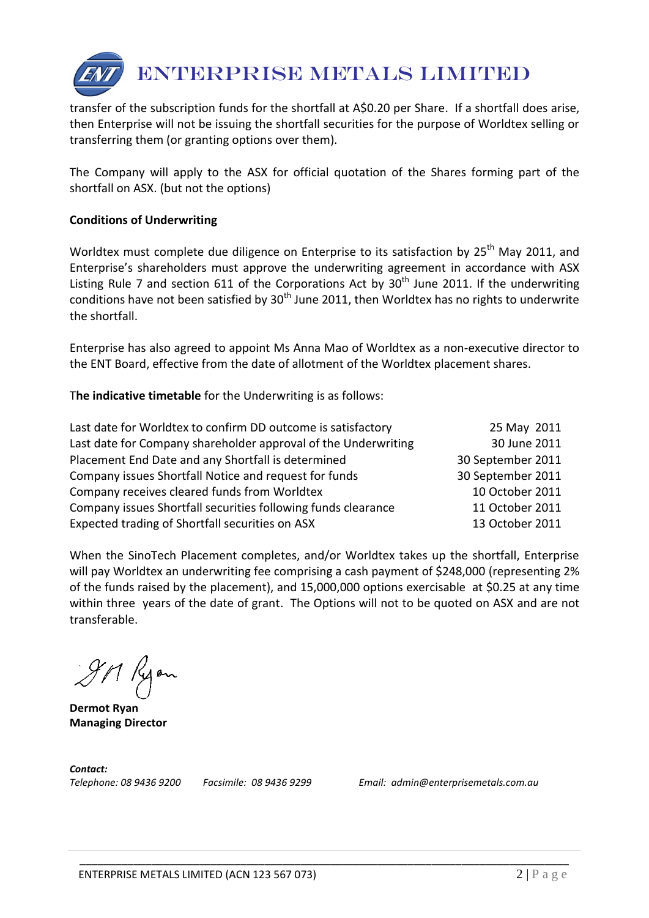transfer of the subscription funds for the shortfall at A$0.20 per Share. If a shortfall does arise, then Enterprise will not be issuing the shortfall securities for the purpose of Worldtex selling or transferring them (or granting options over them).

The Company will apply to the ASX for official quotation of the Shares forming part of the shortfall on ASX. (but not the options)

**Conditions of Underwriting**

Worldtex must complete due diligence on Enterprise to its satisfaction by 25th May 2011, and Enterprise's shareholders must approve the underwriting agreement in accordance with ASX Listing Rule 7 and section 611 of the Corporations Act by 30th June 2011. If the underwriting conditions have not been satisfied by 30th June 2011, then Worldtex has no rights to underwrite the shortfall.

Enterprise has also agreed to appoint Ms Anna Mao of Worldtex as a non-executive director to the ENT Board, effective from the date of allotment of the Worldtex placement shares.

**The indicative timetable** for the Underwriting is as follows:

| | |
|---|---|
| Last date for Worldtex to confirm DD outcome is satisfactory | 25 May 2011 |
| Last date for Company shareholder approval of the Underwriting | 30 June 2011 |
| Placement End Date and any Shortfall is determined | 30 September 2011 |
| Company issues Shortfall Notice and request for funds | 30 September 2011 |
| Company receives cleared funds from Worldtex | 10 October 2011 |
| Company issues Shortfall securities following funds clearance | 11 October 2011 |
| Expected trading of Shortfall securities on ASX | 13 October 2011 |

When the SinoTech Placement completes, and/or Worldtex takes up the shortfall, Enterprise will pay Worldtex an underwriting fee comprising a cash payment of $248,000 (representing 2% of the funds raised by the placement), and 15,000,000 options exercisable at $0.25 at any time within three years of the date of grant. The Options will not to be quoted on ASX and are not transferable.

**Dermot Ryan**
**Managing Director**

***Contact:***
*Telephone: 08 9436 9200* *Facsimile: 08 9436 9299* *Email: admin@enterprisemetals.com.au*